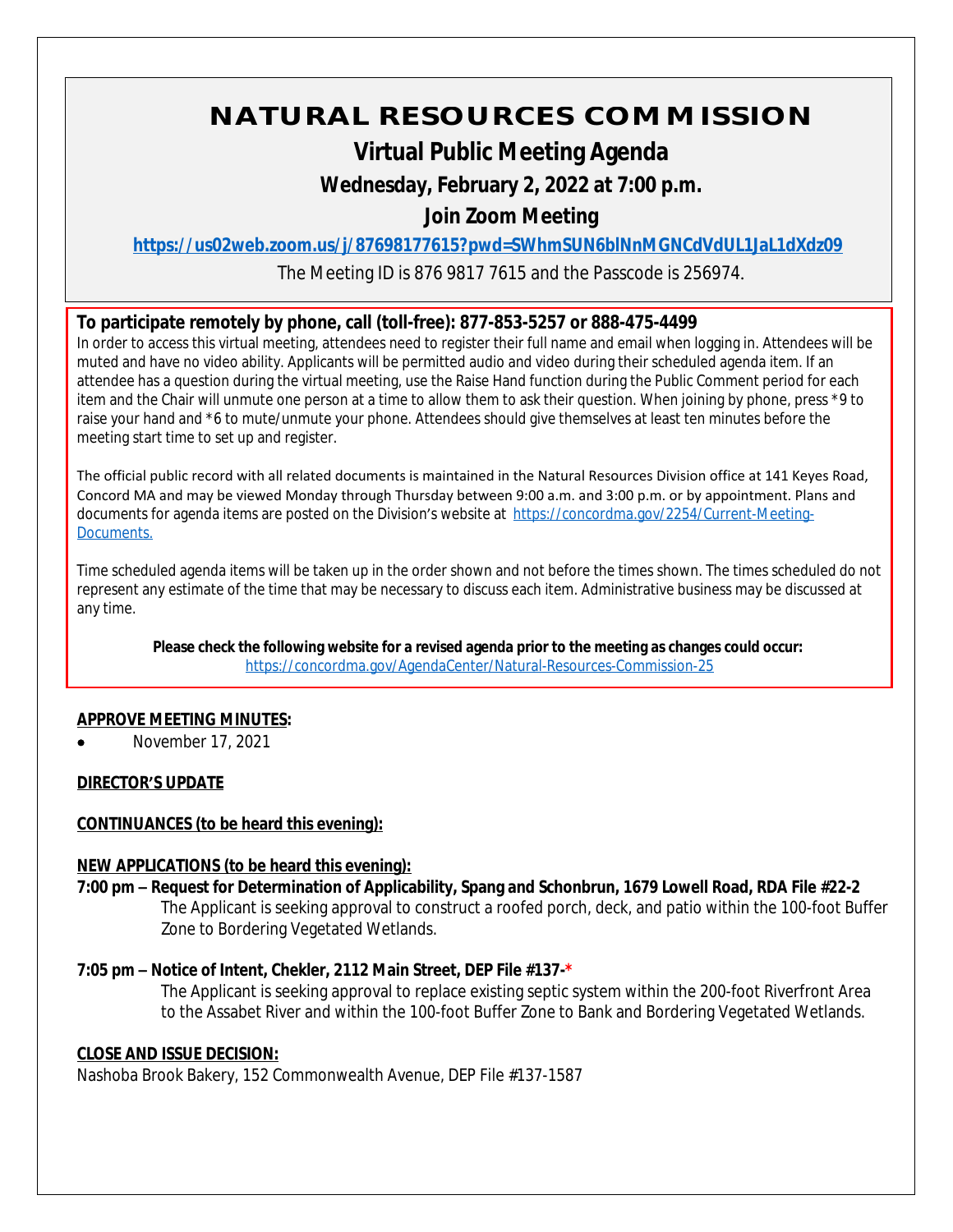# NATURAL RESOURCES COMMISSION

## Virtual Public Meeting Agenda

### Wednesday, February 2, 2022 at 7:00 p.m.

### Join Zoom Meeting

**https://us02web.zoom.us/j/87698177615?pwd=SWhmSUN6blNnMGNCdVdUL1JaL1dXdz09**

The Meeting ID is 876 9817 7615 and the Passcode is 256974.

**To participate remotely by phone, call (toll-free): 877-853-5257 or 888-475-4499**

In order to access this virtual meeting, attendees need to register their full name and email when logging in. Attendees will be muted and have no video ability. Applicants will be permitted audio and video during their scheduled agenda item. If an attendee has a question during the virtual meeting, use the Raise Hand function during the Public Comment period for each item and the Chair will unmute one person at a time to allow them to ask their question. When joining by phone, press *9 to raise your hand and *6 to mute/unmute your phone. Attendees should give themselves at least ten minutes before the meeting start time to set up and register.

The official public record with all related documents is maintained in the Natural Resources Division office at 141 Keyes Road, Concord MA and may be viewed Monday through Thursday between 9:00 a.m. and 3:00 p.m. or by appointment. Plans and documents for agenda items are posted on the Division's website at https://concordma.gov/2254/Current-Meeting-Documents.

Time scheduled agenda items will be taken up in the order shown and not before the times shown. The times scheduled do not represent any estimate of the time that may be necessary to discuss each item. Administrative business may be discussed at any time.

**Please check the following website for a revised agenda prior to the meeting as changes could occur:**
https://concordma.gov/AgendaCenter/Natural-Resources-Commission-25

**APPROVE MEETING MINUTES:**

- November 17, 2021

**DIRECTOR'S UPDATE**

**CONTINUANCES (to be heard this evening):**

**NEW APPLICATIONS (to be heard this evening):**

**7:00 pm – Request for Determination of Applicability, Spang and Schonbrun, 1679 Lowell Road, RDA File #22-2**
The Applicant is seeking approval to construct a roofed porch, deck, and patio within the 100-foot Buffer Zone to Bordering Vegetated Wetlands.

**7:05 pm – Notice of Intent, Chekler, 2112 Main Street, DEP File #137-***
The Applicant is seeking approval to replace existing septic system within the 200-foot Riverfront Area to the Assabet River and within the 100-foot Buffer Zone to Bank and Bordering Vegetated Wetlands.

**CLOSE AND ISSUE DECISION:**

Nashoba Brook Bakery, 152 Commonwealth Avenue, DEP File #137-1587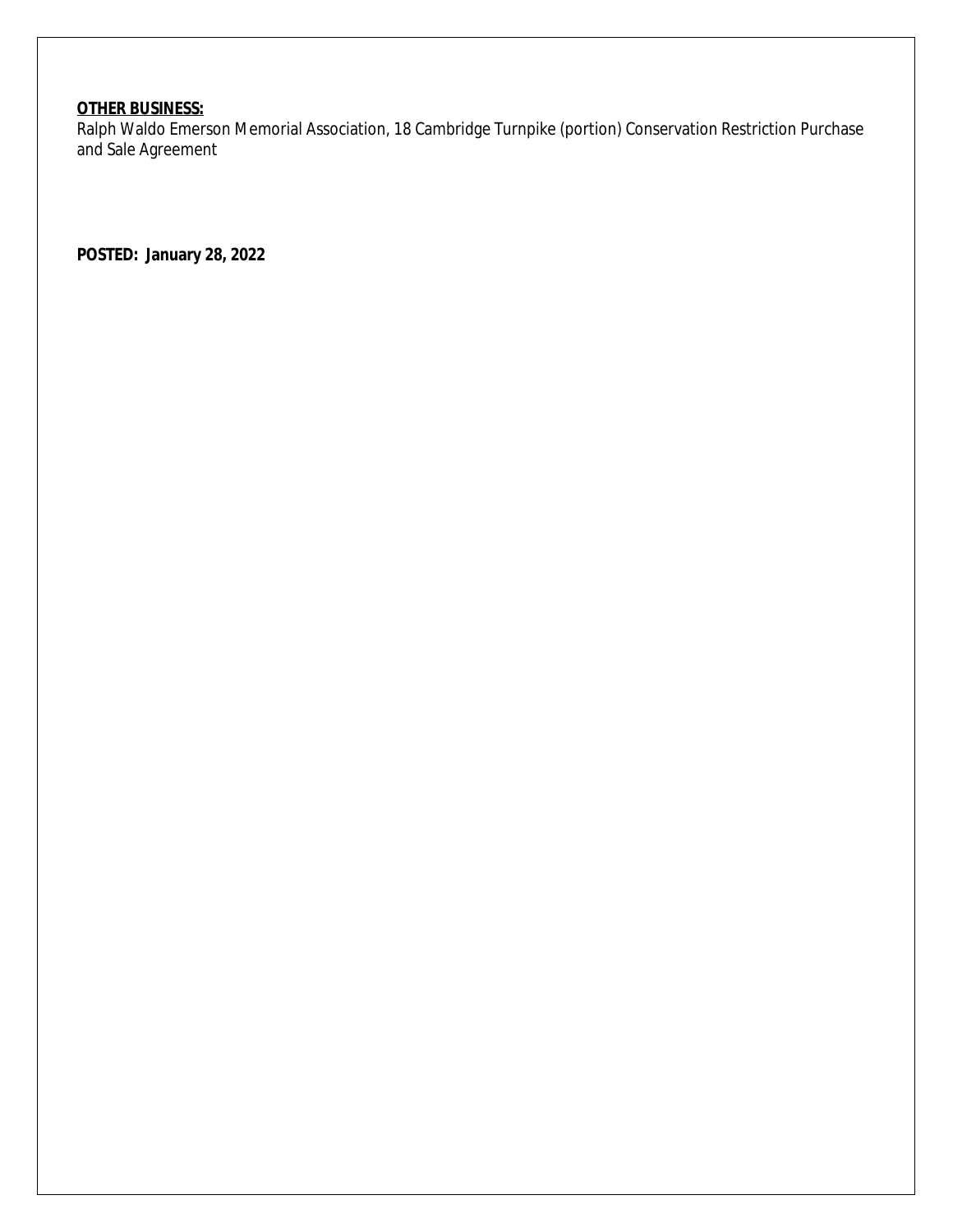**OTHER BUSINESS:**

Ralph Waldo Emerson Memorial Association, 18 Cambridge Turnpike (portion) Conservation Restriction Purchase and Sale Agreement

**POSTED: January 28, 2022**